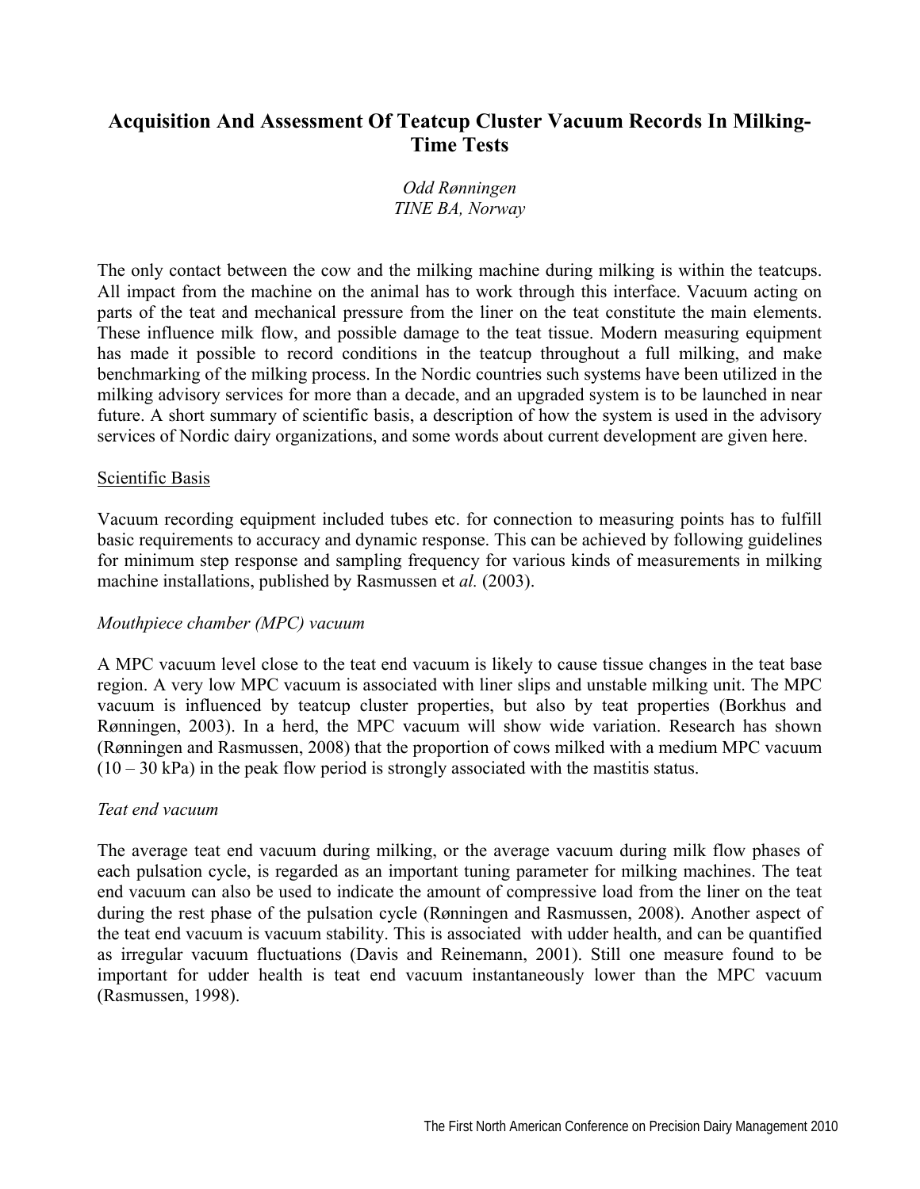# Acquisition And Assessment Of Teatcup Cluster Vacuum Records In Milking-Time Tests

*Odd Rønningen*
*TINE BA, Norway*

The only contact between the cow and the milking machine during milking is within the teatcups. All impact from the machine on the animal has to work through this interface. Vacuum acting on parts of the teat and mechanical pressure from the liner on the teat constitute the main elements. These influence milk flow, and possible damage to the teat tissue. Modern measuring equipment has made it possible to record conditions in the teatcup throughout a full milking, and make benchmarking of the milking process. In the Nordic countries such systems have been utilized in the milking advisory services for more than a decade, and an upgraded system is to be launched in near future. A short summary of scientific basis, a description of how the system is used in the advisory services of Nordic dairy organizations, and some words about current development are given here.

## Scientific Basis

Vacuum recording equipment included tubes etc. for connection to measuring points has to fulfill basic requirements to accuracy and dynamic response. This can be achieved by following guidelines for minimum step response and sampling frequency for various kinds of measurements in milking machine installations, published by Rasmussen et *al.* (2003).

### *Mouthpiece chamber (MPC) vacuum*

A MPC vacuum level close to the teat end vacuum is likely to cause tissue changes in the teat base region. A very low MPC vacuum is associated with liner slips and unstable milking unit. The MPC vacuum is influenced by teatcup cluster properties, but also by teat properties (Borkhus and Rønningen, 2003). In a herd, the MPC vacuum will show wide variation. Research has shown (Rønningen and Rasmussen, 2008) that the proportion of cows milked with a medium MPC vacuum (10 – 30 kPa) in the peak flow period is strongly associated with the mastitis status.

### *Teat end vacuum*

The average teat end vacuum during milking, or the average vacuum during milk flow phases of each pulsation cycle, is regarded as an important tuning parameter for milking machines. The teat end vacuum can also be used to indicate the amount of compressive load from the liner on the teat during the rest phase of the pulsation cycle (Rønningen and Rasmussen, 2008). Another aspect of the teat end vacuum is vacuum stability. This is associated with udder health, and can be quantified as irregular vacuum fluctuations (Davis and Reinemann, 2001). Still one measure found to be important for udder health is teat end vacuum instantaneously lower than the MPC vacuum (Rasmussen, 1998).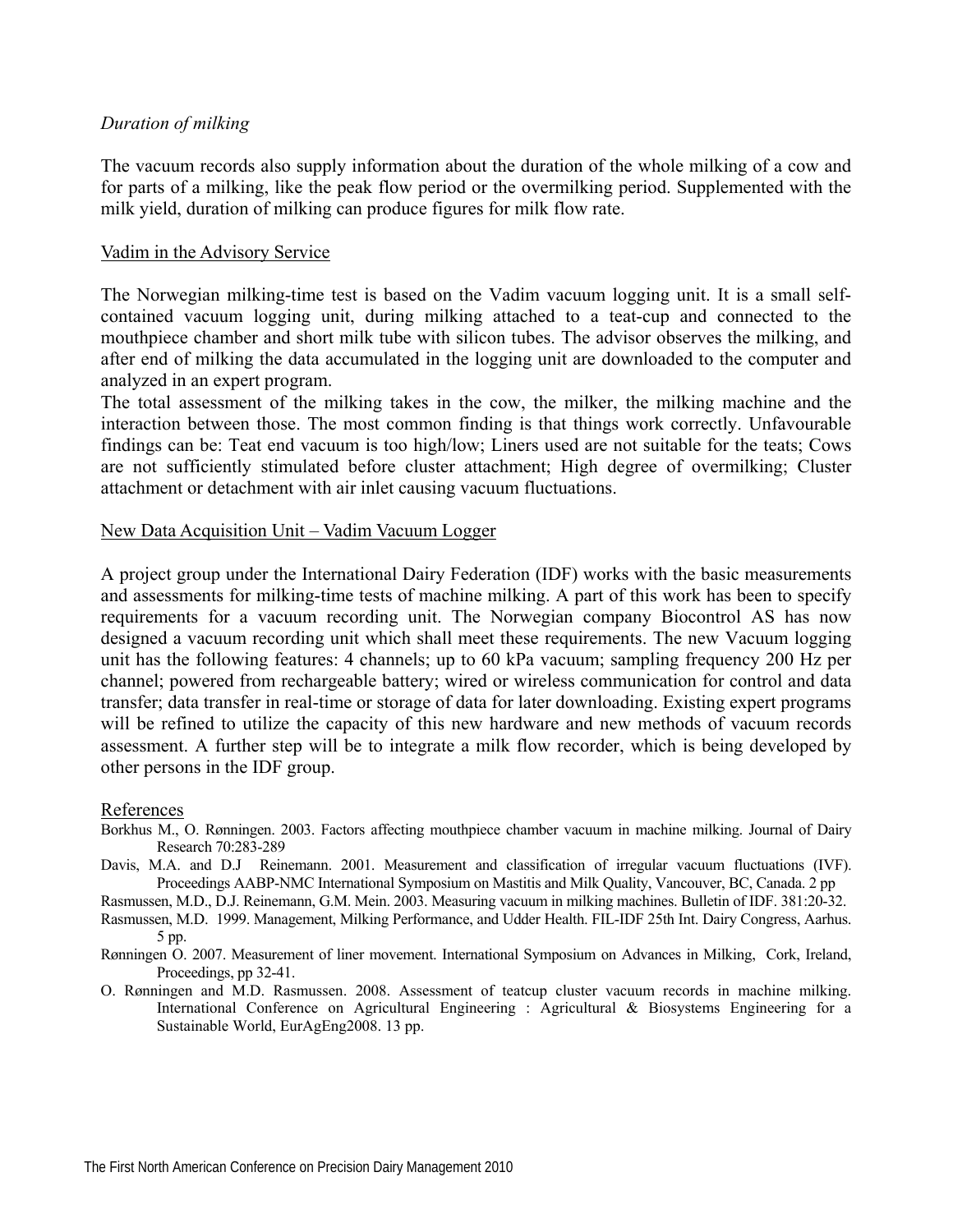*Duration of milking*

The vacuum records also supply information about the duration of the whole milking of a cow and for parts of a milking, like the peak flow period or the overmilking period. Supplemented with the milk yield, duration of milking can produce figures for milk flow rate.

## Vadim in the Advisory Service

The Norwegian milking-time test is based on the Vadim vacuum logging unit. It is a small self-contained vacuum logging unit, during milking attached to a teat-cup and connected to the mouthpiece chamber and short milk tube with silicon tubes. The advisor observes the milking, and after end of milking the data accumulated in the logging unit are downloaded to the computer and analyzed in an expert program.

The total assessment of the milking takes in the cow, the milker, the milking machine and the interaction between those. The most common finding is that things work correctly. Unfavourable findings can be: Teat end vacuum is too high/low; Liners used are not suitable for the teats; Cows are not sufficiently stimulated before cluster attachment; High degree of overmilking; Cluster attachment or detachment with air inlet causing vacuum fluctuations.

## New Data Acquisition Unit – Vadim Vacuum Logger

A project group under the International Dairy Federation (IDF) works with the basic measurements and assessments for milking-time tests of machine milking. A part of this work has been to specify requirements for a vacuum recording unit. The Norwegian company Biocontrol AS has now designed a vacuum recording unit which shall meet these requirements. The new Vacuum logging unit has the following features: 4 channels; up to 60 kPa vacuum; sampling frequency 200 Hz per channel; powered from rechargeable battery; wired or wireless communication for control and data transfer; data transfer in real-time or storage of data for later downloading. Existing expert programs will be refined to utilize the capacity of this new hardware and new methods of vacuum records assessment. A further step will be to integrate a milk flow recorder, which is being developed by other persons in the IDF group.

## References

Borkhus M., O. Rønningen. 2003. Factors affecting mouthpiece chamber vacuum in machine milking. Journal of Dairy Research 70:283-289

Davis, M.A. and D.J Reinemann. 2001. Measurement and classification of irregular vacuum fluctuations (IVF). Proceedings AABP-NMC International Symposium on Mastitis and Milk Quality, Vancouver, BC, Canada. 2 pp

Rasmussen, M.D., D.J. Reinemann, G.M. Mein. 2003. Measuring vacuum in milking machines. Bulletin of IDF. 381:20-32.

Rasmussen, M.D. 1999. Management, Milking Performance, and Udder Health. FIL-IDF 25th Int. Dairy Congress, Aarhus. 5 pp.

Rønningen O. 2007. Measurement of liner movement. International Symposium on Advances in Milking, Cork, Ireland, Proceedings, pp 32-41.

O. Rønningen and M.D. Rasmussen. 2008. Assessment of teatcup cluster vacuum records in machine milking. International Conference on Agricultural Engineering : Agricultural & Biosystems Engineering for a Sustainable World, EurAgEng2008. 13 pp.